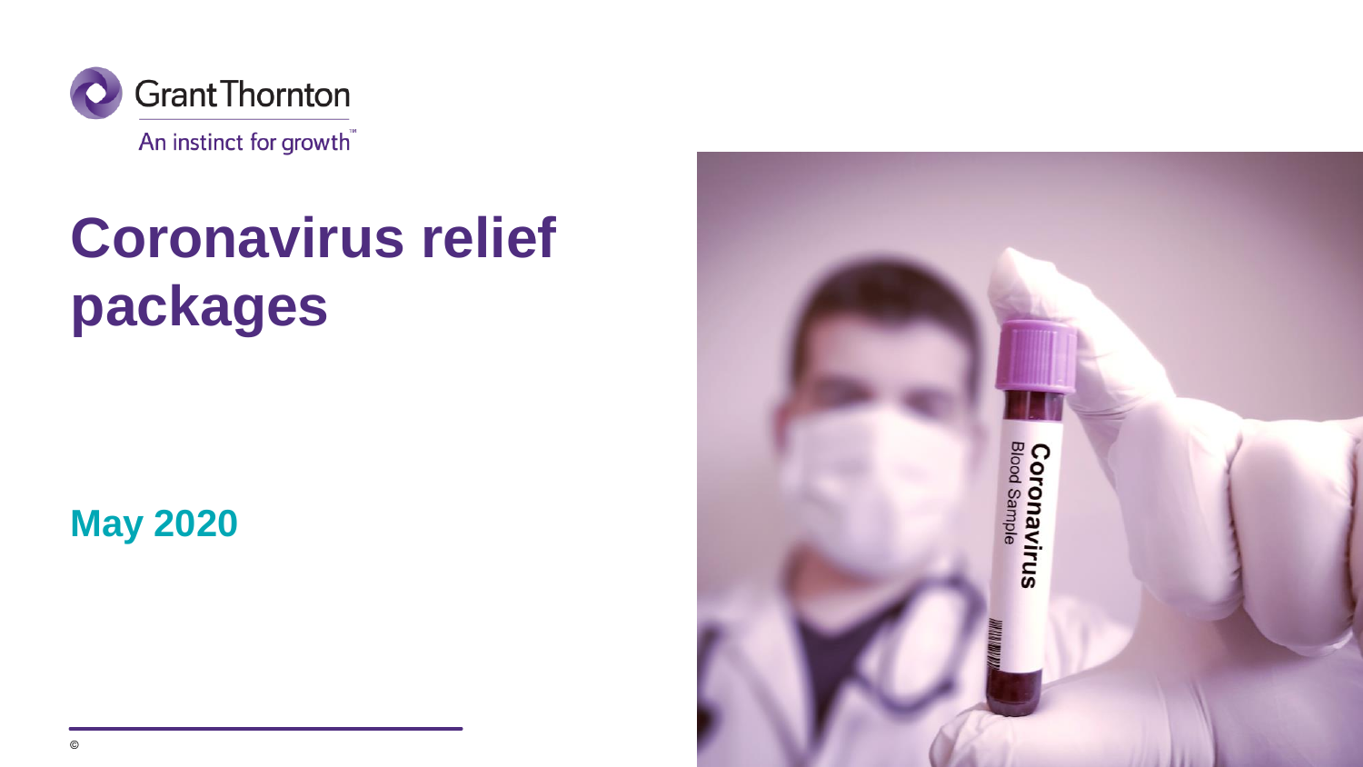Grant Thornton

An instinct for growth™

# Coronavirus relief packages

May 2020

©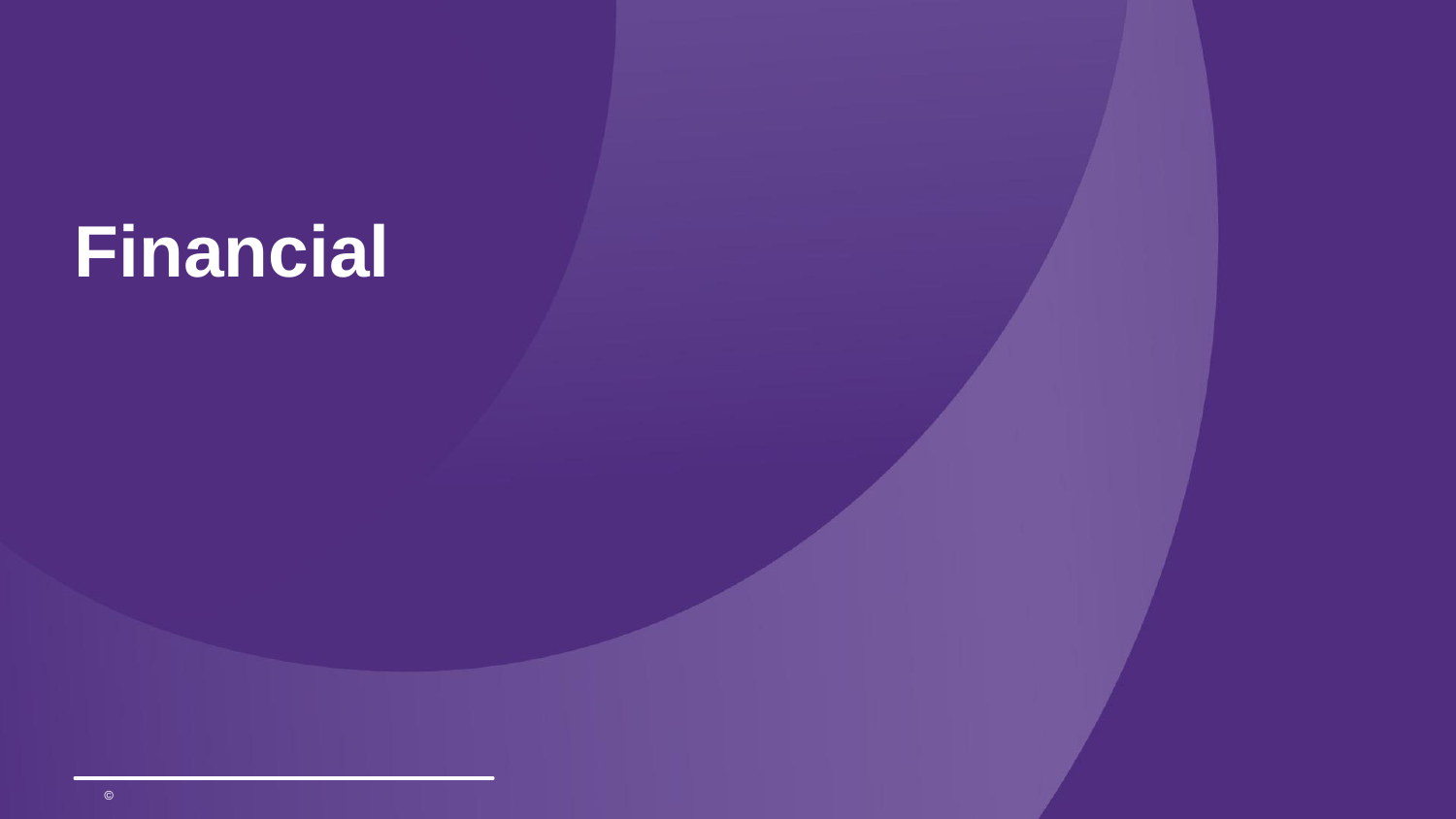# Financial

©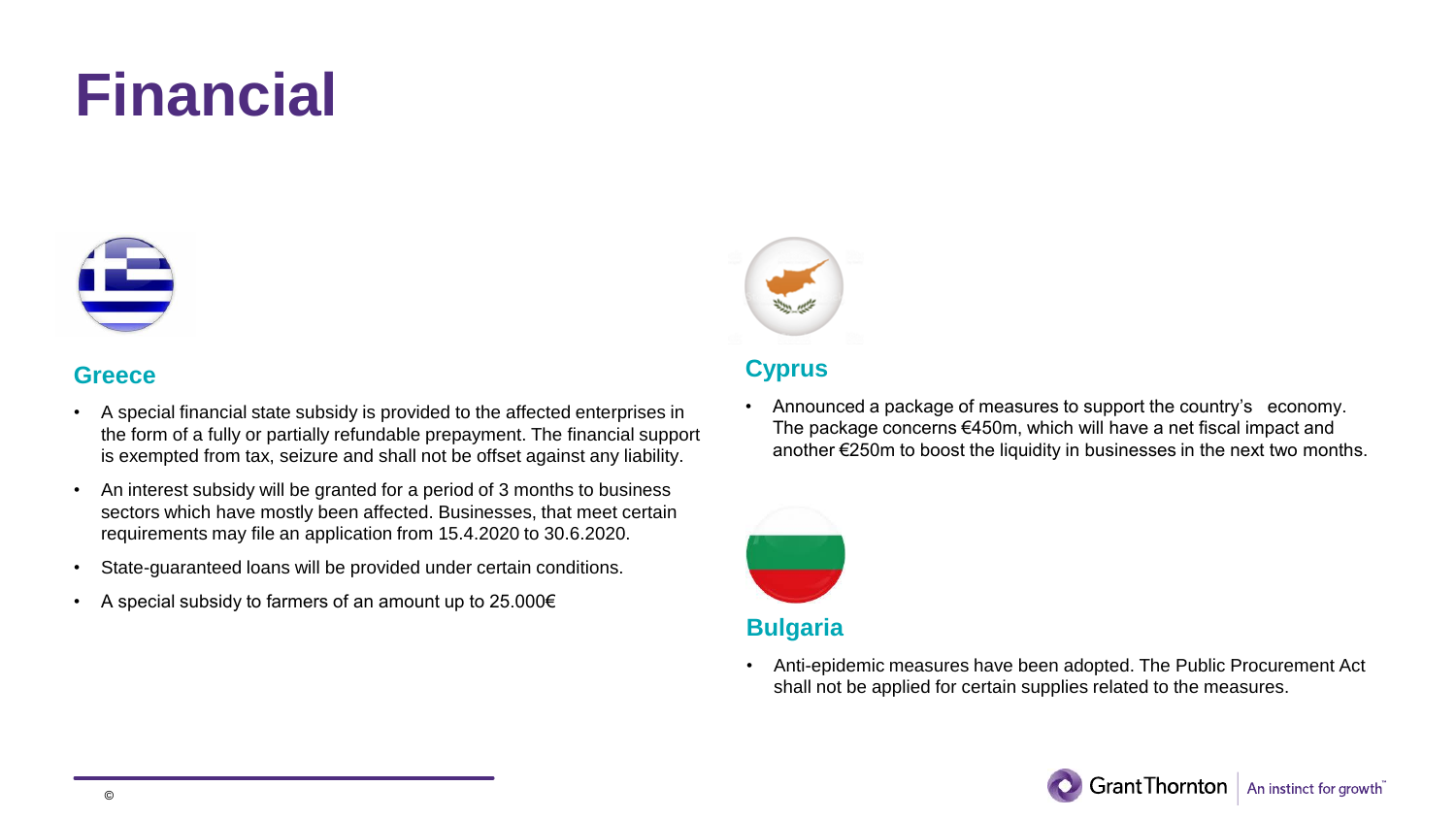# Financial

## Greece

- A special financial state subsidy is provided to the affected enterprises in the form of a fully or partially refundable prepayment. The financial support is exempted from tax, seizure and shall not be offset against any liability.
- An interest subsidy will be granted for a period of 3 months to business sectors which have mostly been affected. Businesses, that meet certain requirements may file an application from 15.4.2020 to 30.6.2020.
- State-guaranteed loans will be provided under certain conditions.
- A special subsidy to farmers of an amount up to 25.000€

## Cyprus

- Announced a package of measures to support the country's economy. The package concerns €450m, which will have a net fiscal impact and another €250m to boost the liquidity in businesses in the next two months.

## Bulgaria

- Anti-epidemic measures have been adopted. The Public Procurement Act shall not be applied for certain supplies related to the measures.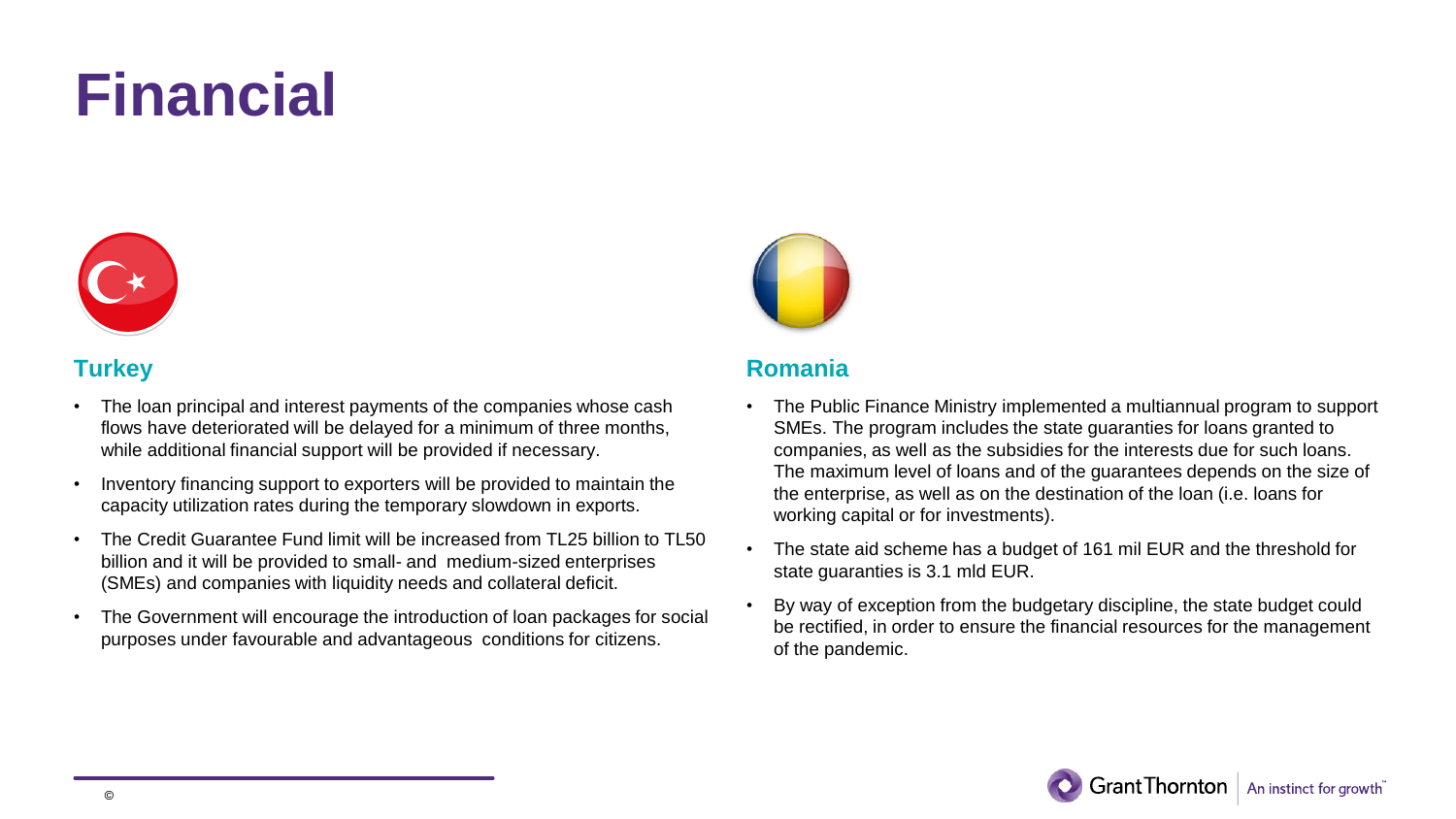# Financial

## Turkey

- The loan principal and interest payments of the companies whose cash flows have deteriorated will be delayed for a minimum of three months, while additional financial support will be provided if necessary.
- Inventory financing support to exporters will be provided to maintain the capacity utilization rates during the temporary slowdown in exports.
- The Credit Guarantee Fund limit will be increased from TL25 billion to TL50 billion and it will be provided to small- and medium-sized enterprises (SMEs) and companies with liquidity needs and collateral deficit.
- The Government will encourage the introduction of loan packages for social purposes under favourable and advantageous conditions for citizens.

## Romania

- The Public Finance Ministry implemented a multiannual program to support SMEs. The program includes the state guaranties for loans granted to companies, as well as the subsidies for the interests due for such loans. The maximum level of loans and of the guarantees depends on the size of the enterprise, as well as on the destination of the loan (i.e. loans for working capital or for investments).
- The state aid scheme has a budget of 161 mil EUR and the threshold for state guaranties is 3.1 mld EUR.
- By way of exception from the budgetary discipline, the state budget could be rectified, in order to ensure the financial resources for the management of the pandemic.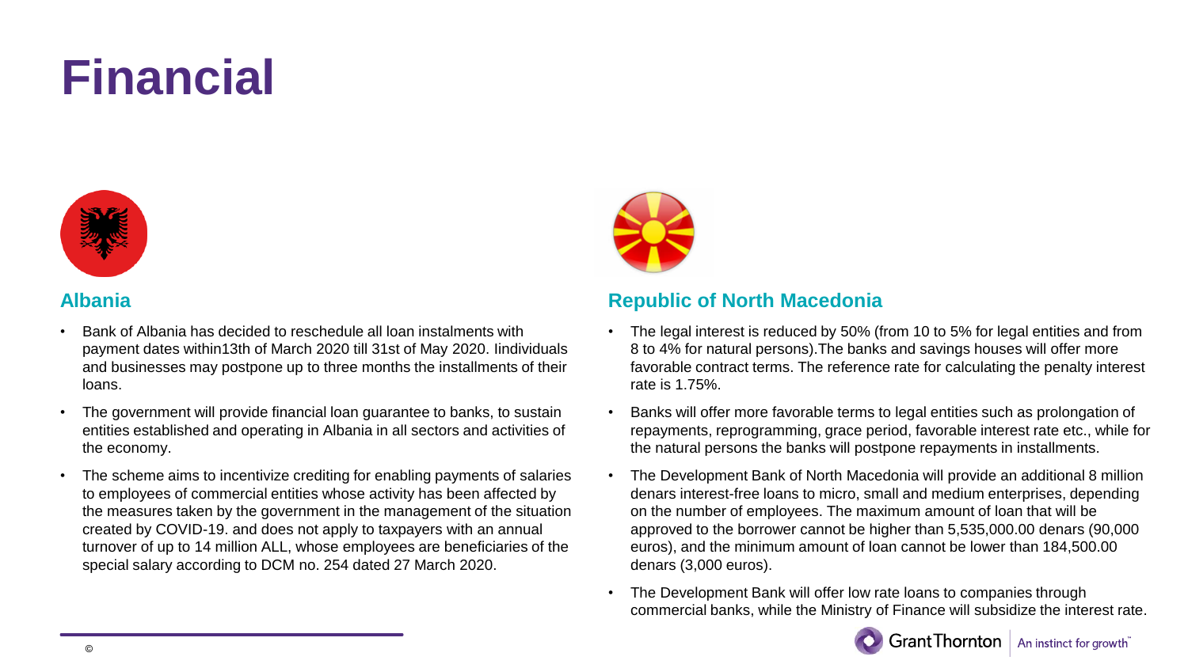# Financial

## Albania

- Bank of Albania has decided to reschedule all loan instalments with payment dates within13th of March 2020 till 31st of May 2020. Iindividuals and businesses may postpone up to three months the installments of their loans.
- The government will provide financial loan guarantee to banks, to sustain entities established and operating in Albania in all sectors and activities of the economy.
- The scheme aims to incentivize crediting for enabling payments of salaries to employees of commercial entities whose activity has been affected by the measures taken by the government in the management of the situation created by COVID-19. and does not apply to taxpayers with an annual turnover of up to 14 million ALL, whose employees are beneficiaries of the special salary according to DCM no. 254 dated 27 March 2020.

## Republic of North Macedonia

- The legal interest is reduced by 50% (from 10 to 5% for legal entities and from 8 to 4% for natural persons).The banks and savings houses will offer more favorable contract terms. The reference rate for calculating the penalty interest rate is 1.75%.
- Banks will offer more favorable terms to legal entities such as prolongation of repayments, reprogramming, grace period, favorable interest rate etc., while for the natural persons the banks will postpone repayments in installments.
- The Development Bank of North Macedonia will provide an additional 8 million denars interest-free loans to micro, small and medium enterprises, depending on the number of employees. The maximum amount of loan that will be approved to the borrower cannot be higher than 5,535,000.00 denars (90,000 euros), and the minimum amount of loan cannot be lower than 184,500.00 denars (3,000 euros).
- The Development Bank will offer low rate loans to companies through commercial banks, while the Ministry of Finance will subsidize the interest rate.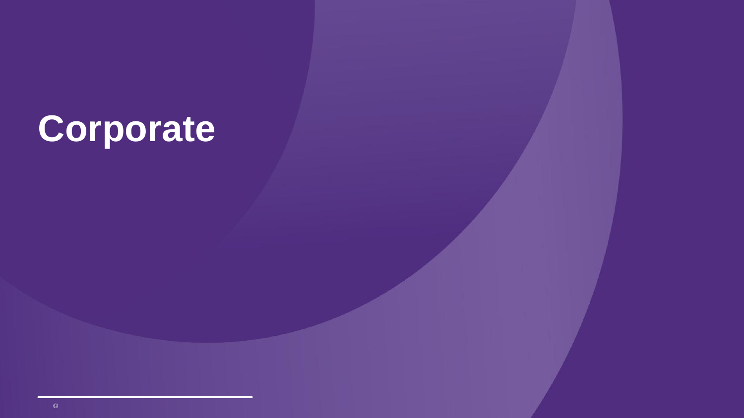# Corporate

©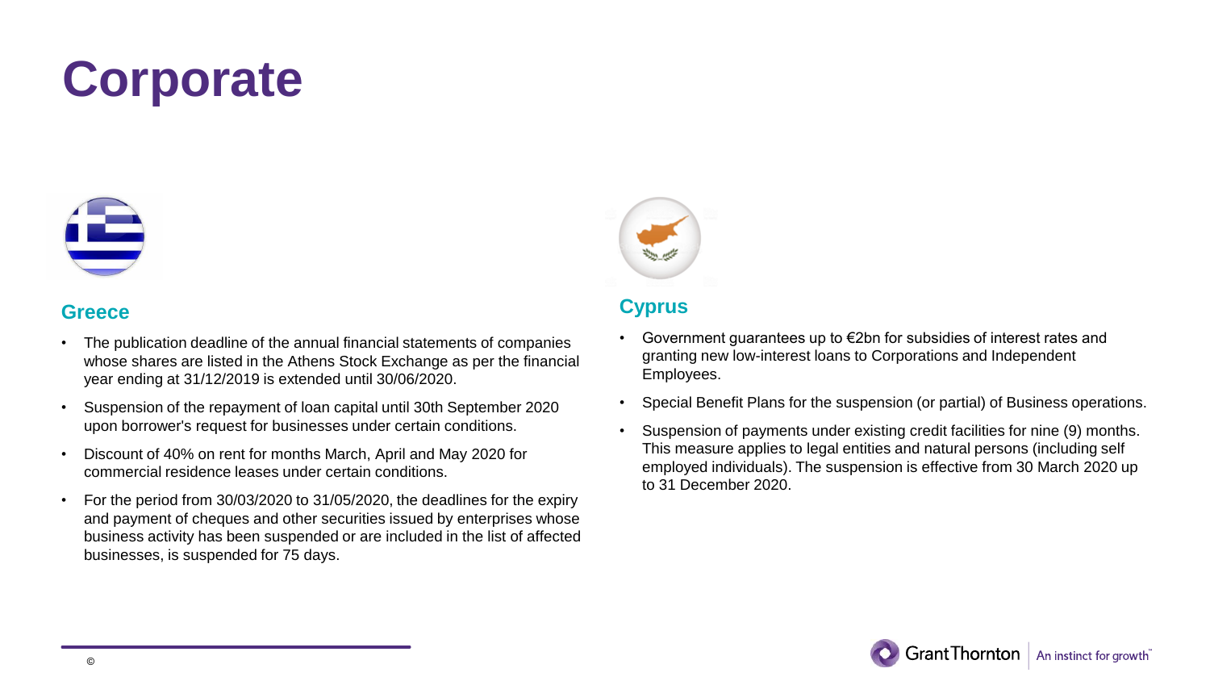# Corporate

## Greece

- The publication deadline of the annual financial statements of companies whose shares are listed in the Athens Stock Exchange as per the financial year ending at 31/12/2019 is extended until 30/06/2020.
- Suspension of the repayment of loan capital until 30th September 2020 upon borrower's request for businesses under certain conditions.
- Discount of 40% on rent for months March, April and May 2020 for commercial residence leases under certain conditions.
- For the period from 30/03/2020 to 31/05/2020, the deadlines for the expiry and payment of cheques and other securities issued by enterprises whose business activity has been suspended or are included in the list of affected businesses, is suspended for 75 days.

## Cyprus

- Government guarantees up to €2bn for subsidies of interest rates and granting new low-interest loans to Corporations and Independent Employees.
- Special Benefit Plans for the suspension (or partial) of Business operations.
- Suspension of payments under existing credit facilities for nine (9) months. This measure applies to legal entities and natural persons (including self employed individuals). The suspension is effective from 30 March 2020 up to 31 December 2020.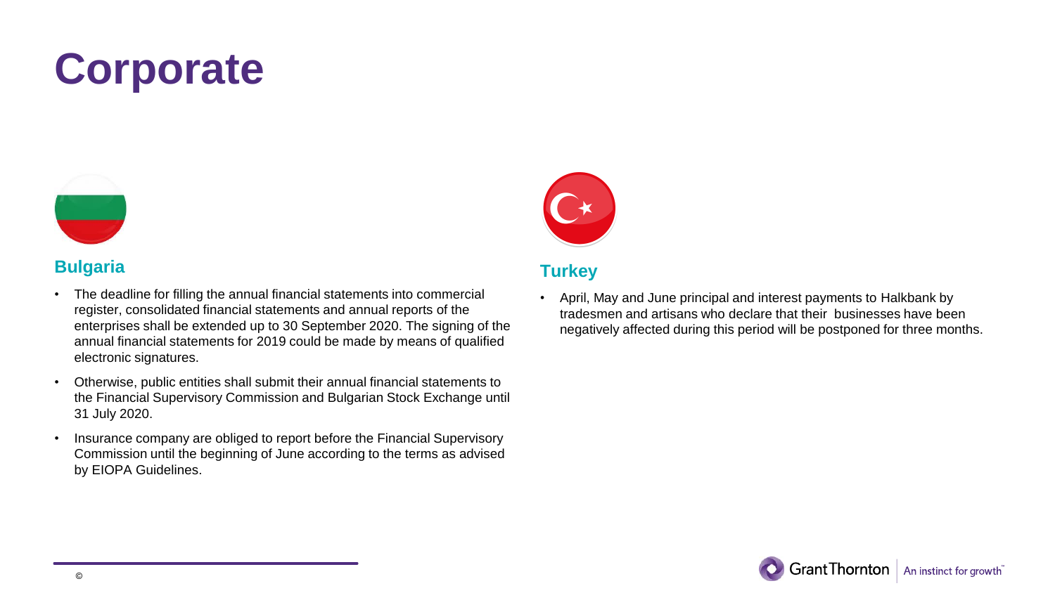# Corporate

## Bulgaria

- The deadline for filling the annual financial statements into commercial register, consolidated financial statements and annual reports of the enterprises shall be extended up to 30 September 2020. The signing of the annual financial statements for 2019 could be made by means of qualified electronic signatures.
- Otherwise, public entities shall submit their annual financial statements to the Financial Supervisory Commission and Bulgarian Stock Exchange until 31 July 2020.
- Insurance company are obliged to report before the Financial Supervisory Commission until the beginning of June according to the terms as advised by EIOPA Guidelines.

## Turkey

- April, May and June principal and interest payments to Halkbank by tradesmen and artisans who declare that their businesses have been negatively affected during this period will be postponed for three months.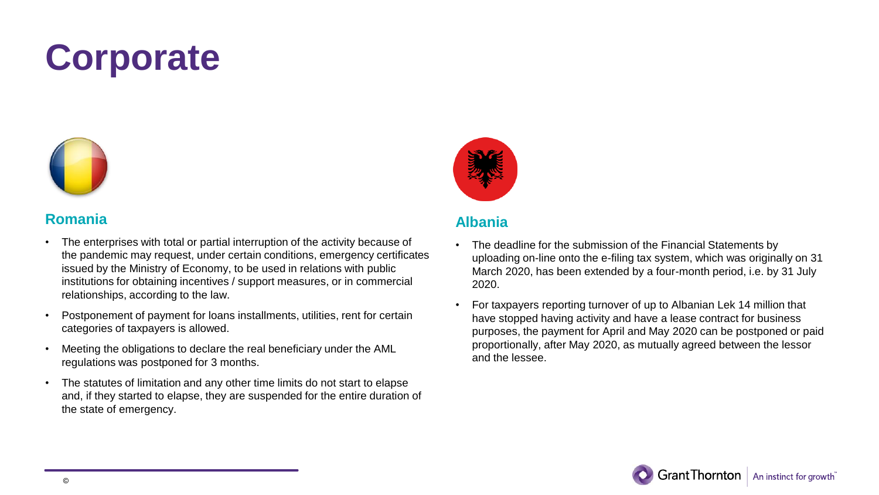# Corporate

## Romania

- The enterprises with total or partial interruption of the activity because of the pandemic may request, under certain conditions, emergency certificates issued by the Ministry of Economy, to be used in relations with public institutions for obtaining incentives / support measures, or in commercial relationships, according to the law.
- Postponement of payment for loans installments, utilities, rent for certain categories of taxpayers is allowed.
- Meeting the obligations to declare the real beneficiary under the AML regulations was postponed for 3 months.
- The statutes of limitation and any other time limits do not start to elapse and, if they started to elapse, they are suspended for the entire duration of the state of emergency.

## Albania

- The deadline for the submission of the Financial Statements by uploading on-line onto the e-filing tax system, which was originally on 31 March 2020, has been extended by a four-month period, i.e. by 31 July 2020.
- For taxpayers reporting turnover of up to Albanian Lek 14 million that have stopped having activity and have a lease contract for business purposes, the payment for April and May 2020 can be postponed or paid proportionally, after May 2020, as mutually agreed between the lessor and the lessee.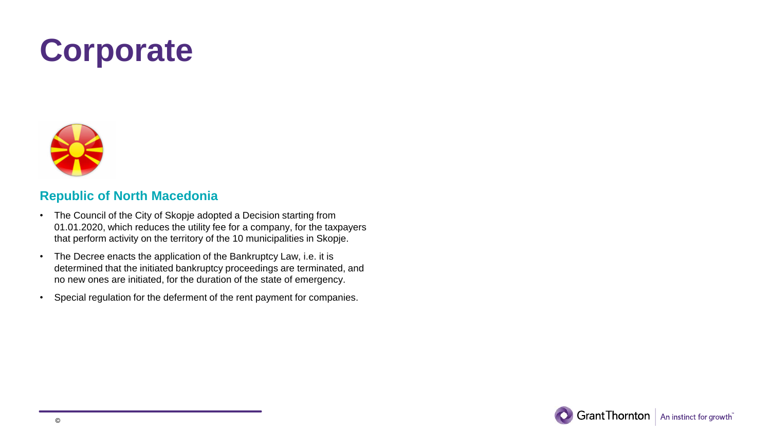# Corporate

## Republic of North Macedonia

- The Council of the City of Skopje adopted a Decision starting from 01.01.2020, which reduces the utility fee for a company, for the taxpayers that perform activity on the territory of the 10 municipalities in Skopje.
- The Decree enacts the application of the Bankruptcy Law, i.e. it is determined that the initiated bankruptcy proceedings are terminated, and no new ones are initiated, for the duration of the state of emergency.
- Special regulation for the deferment of the rent payment for companies.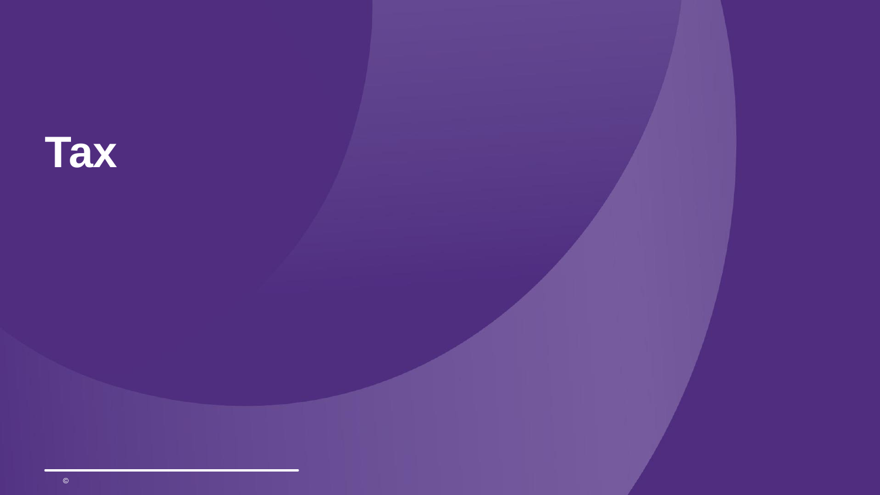# Tax

©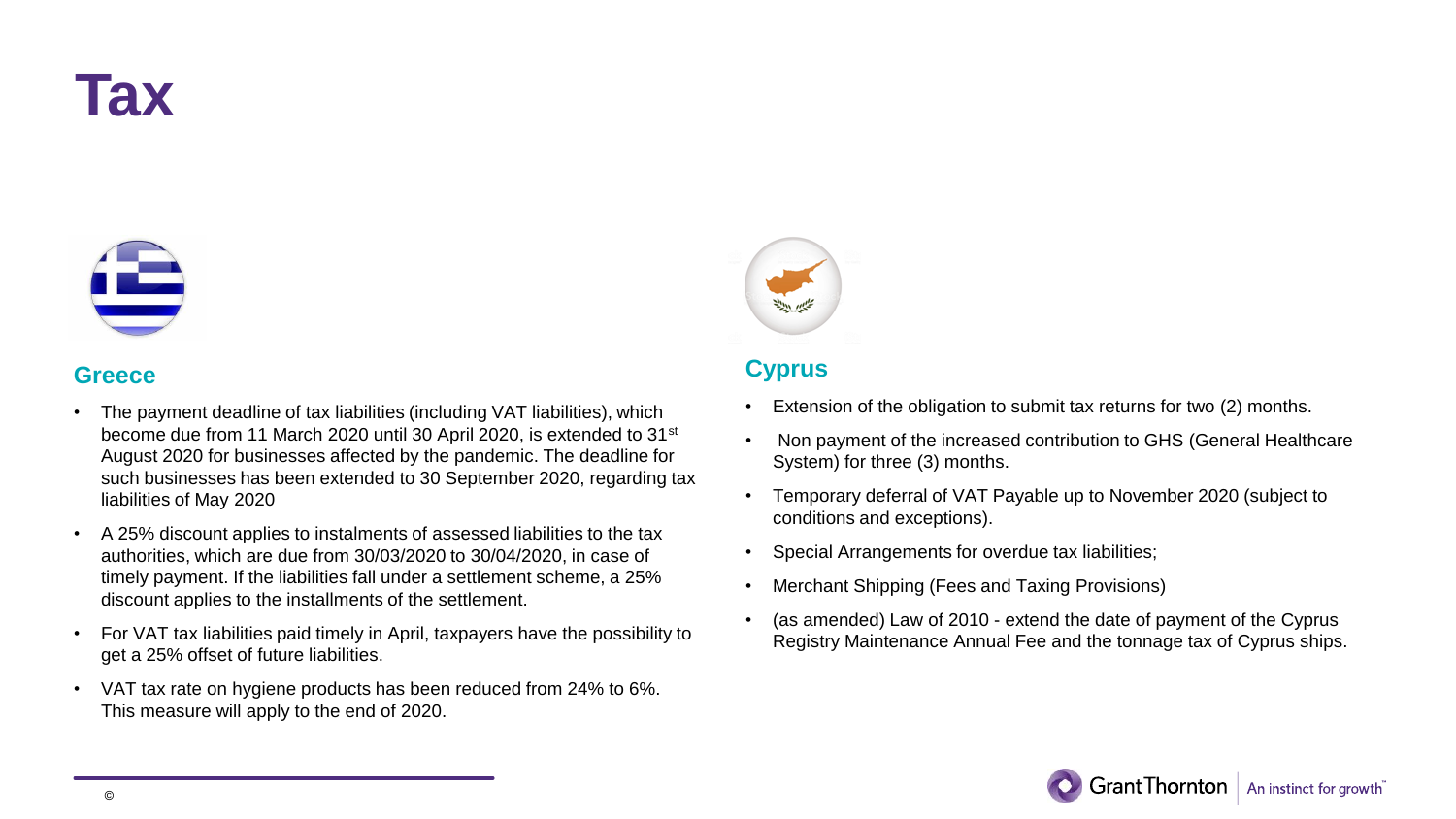# Tax

## Greece

- The payment deadline of tax liabilities (including VAT liabilities), which become due from 11 March 2020 until 30 April 2020, is extended to 31st August 2020 for businesses affected by the pandemic. The deadline for such businesses has been extended to 30 September 2020, regarding tax liabilities of May 2020
- A 25% discount applies to instalments of assessed liabilities to the tax authorities, which are due from 30/03/2020 to 30/04/2020, in case of timely payment. If the liabilities fall under a settlement scheme, a 25% discount applies to the installments of the settlement.
- For VAT tax liabilities paid timely in April, taxpayers have the possibility to get a 25% offset of future liabilities.
- VAT tax rate on hygiene products has been reduced from 24% to 6%. This measure will apply to the end of 2020.

## Cyprus

- Extension of the obligation to submit tax returns for two (2) months.
- Non payment of the increased contribution to GHS (General Healthcare System) for three (3) months.
- Temporary deferral of VAT Payable up to November 2020 (subject to conditions and exceptions).
- Special Arrangements for overdue tax liabilities;
- Merchant Shipping (Fees and Taxing Provisions)
- (as amended) Law of 2010 - extend the date of payment of the Cyprus Registry Maintenance Annual Fee and the tonnage tax of Cyprus ships.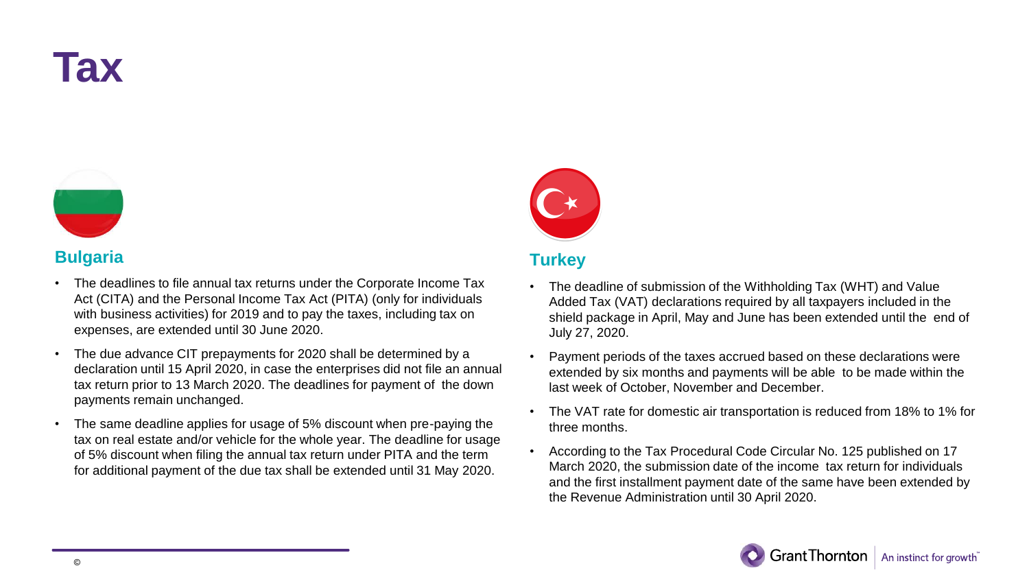# Tax

## Bulgaria

- The deadlines to file annual tax returns under the Corporate Income Tax Act (CITA) and the Personal Income Tax Act (PITA) (only for individuals with business activities) for 2019 and to pay the taxes, including tax on expenses, are extended until 30 June 2020.
- The due advance CIT prepayments for 2020 shall be determined by a declaration until 15 April 2020, in case the enterprises did not file an annual tax return prior to 13 March 2020. The deadlines for payment of the down payments remain unchanged.
- The same deadline applies for usage of 5% discount when pre-paying the tax on real estate and/or vehicle for the whole year. The deadline for usage of 5% discount when filing the annual tax return under PITA and the term for additional payment of the due tax shall be extended until 31 May 2020.

## Turkey

- The deadline of submission of the Withholding Tax (WHT) and Value Added Tax (VAT) declarations required by all taxpayers included in the shield package in April, May and June has been extended until the end of July 27, 2020.
- Payment periods of the taxes accrued based on these declarations were extended by six months and payments will be able to be made within the last week of October, November and December.
- The VAT rate for domestic air transportation is reduced from 18% to 1% for three months.
- According to the Tax Procedural Code Circular No. 125 published on 17 March 2020, the submission date of the income tax return for individuals and the first installment payment date of the same have been extended by the Revenue Administration until 30 April 2020.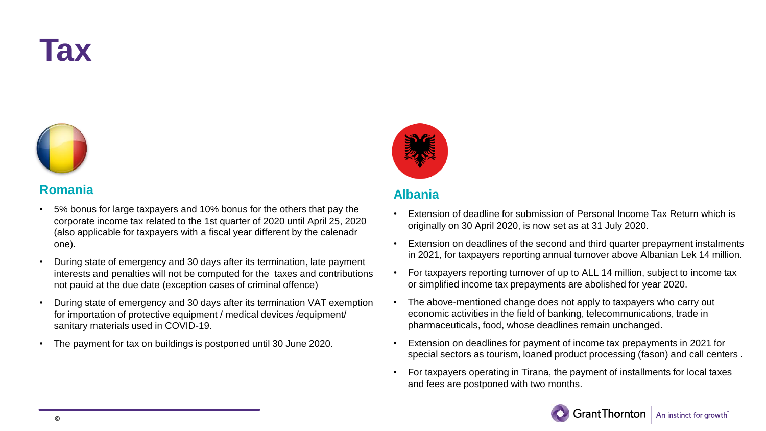# Tax

## Romania

- 5% bonus for large taxpayers and 10% bonus for the others that pay the corporate income tax related to the 1st quarter of 2020 until April 25, 2020 (also applicable for taxpayers with a fiscal year different by the calenadr one).
- During state of emergency and 30 days after its termination, late payment interests and penalties will not be computed for the taxes and contributions not pauid at the due date (exception cases of criminal offence)
- During state of emergency and 30 days after its termination VAT exemption for importation of protective equipment / medical devices /equipment/ sanitary materials used in COVID-19.
- The payment for tax on buildings is postponed until 30 June 2020.

## Albania

- Extension of deadline for submission of Personal Income Tax Return which is originally on 30 April 2020, is now set as at 31 July 2020.
- Extension on deadlines of the second and third quarter prepayment instalments in 2021, for taxpayers reporting annual turnover above Albanian Lek 14 million.
- For taxpayers reporting turnover of up to ALL 14 million, subject to income tax or simplified income tax prepayments are abolished for year 2020.
- The above-mentioned change does not apply to taxpayers who carry out economic activities in the field of banking, telecommunications, trade in pharmaceuticals, food, whose deadlines remain unchanged.
- Extension on deadlines for payment of income tax prepayments in 2021 for special sectors as tourism, loaned product processing (fason) and call centers .
- For taxpayers operating in Tirana, the payment of installments for local taxes and fees are postponed with two months.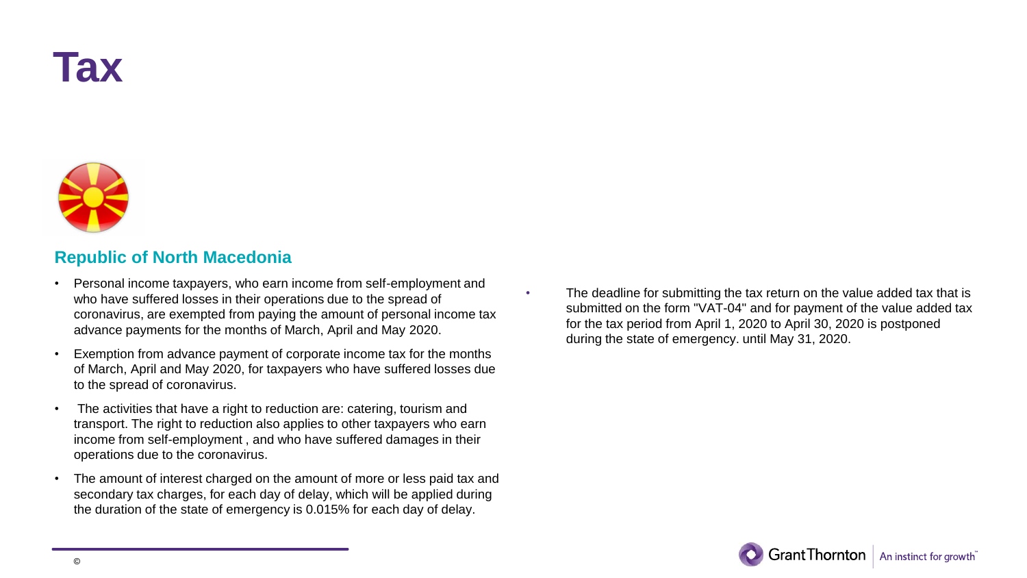# Tax

## Republic of North Macedonia

- Personal income taxpayers, who earn income from self-employment and who have suffered losses in their operations due to the spread of coronavirus, are exempted from paying the amount of personal income tax advance payments for the months of March, April and May 2020.
- Exemption from advance payment of corporate income tax for the months of March, April and May 2020, for taxpayers who have suffered losses due to the spread of coronavirus.
- The activities that have a right to reduction are: catering, tourism and transport. The right to reduction also applies to other taxpayers who earn income from self-employment , and who have suffered damages in their operations due to the coronavirus.
- The amount of interest charged on the amount of more or less paid tax and secondary tax charges, for each day of delay, which will be applied during the duration of the state of emergency is 0.015% for each day of delay.
- The deadline for submitting the tax return on the value added tax that is submitted on the form "VAT-04" and for payment of the value added tax for the tax period from April 1, 2020 to April 30, 2020 is postponed during the state of emergency. until May 31, 2020.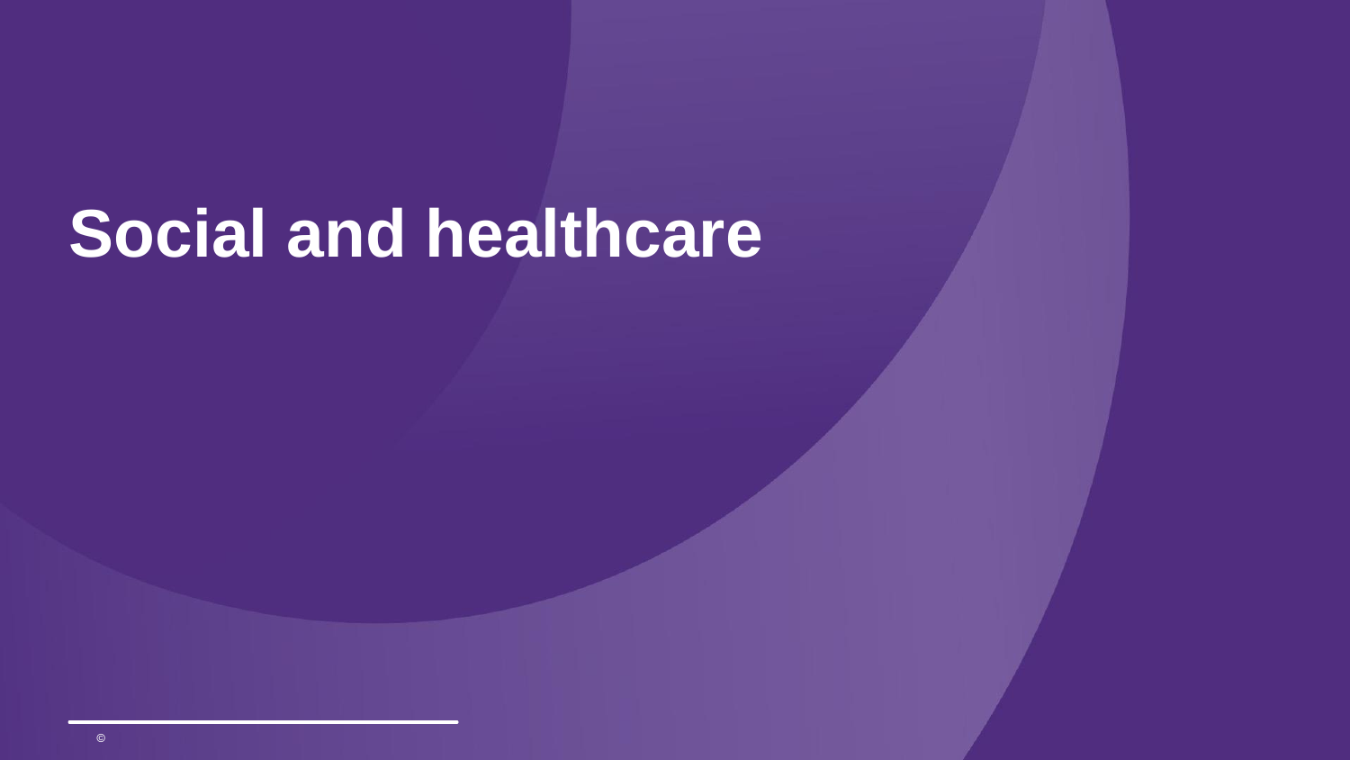# Social and healthcare

©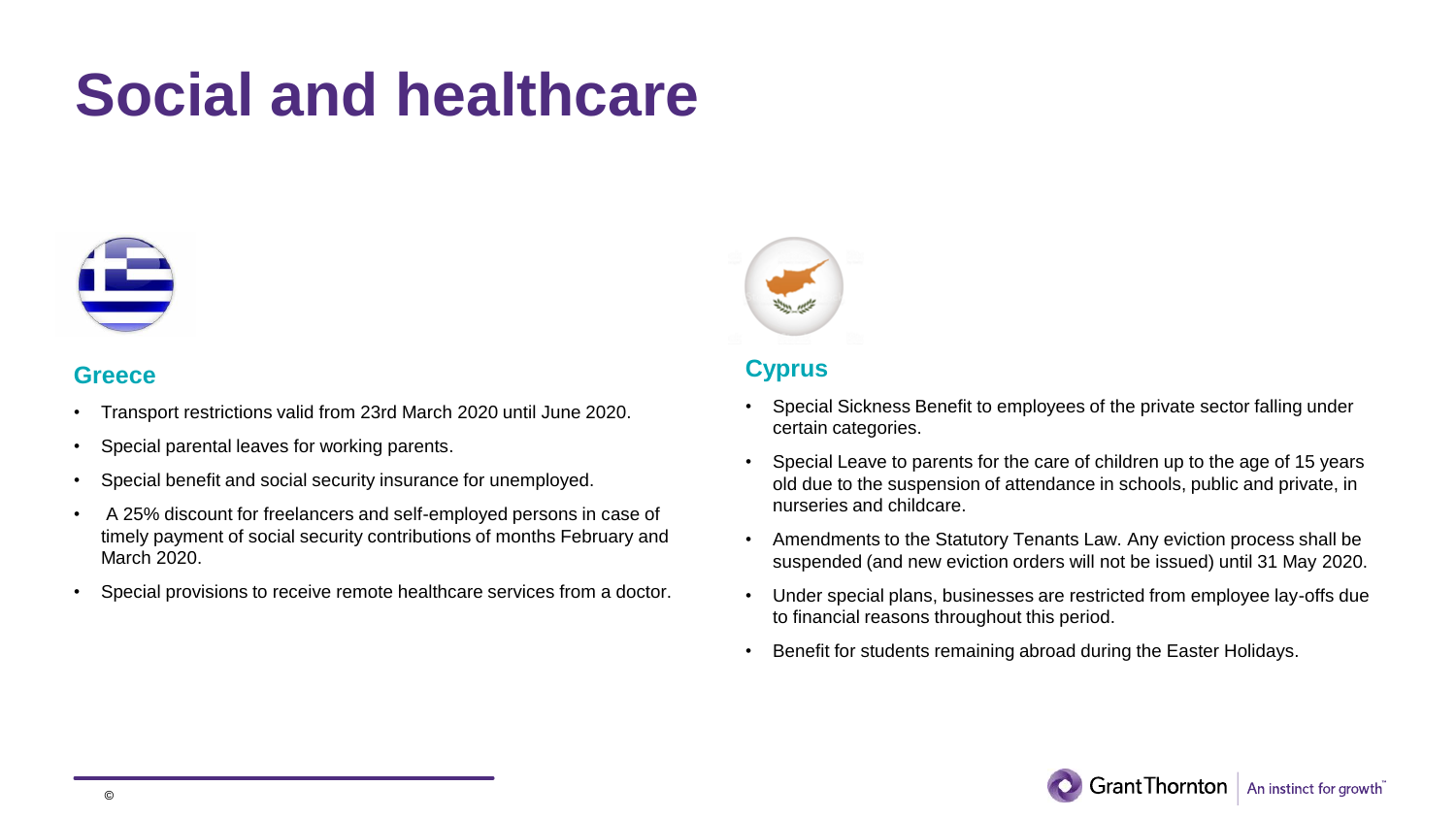# Social and healthcare

## Greece

- Transport restrictions valid from 23rd March 2020 until June 2020.
- Special parental leaves for working parents.
- Special benefit and social security insurance for unemployed.
- A 25% discount for freelancers and self-employed persons in case of timely payment of social security contributions of months February and March 2020.
- Special provisions to receive remote healthcare services from a doctor.

## Cyprus

- Special Sickness Benefit to employees of the private sector falling under certain categories.
- Special Leave to parents for the care of children up to the age of 15 years old due to the suspension of attendance in schools, public and private, in nurseries and childcare.
- Amendments to the Statutory Tenants Law. Any eviction process shall be suspended (and new eviction orders will not be issued) until 31 May 2020.
- Under special plans, businesses are restricted from employee lay-offs due to financial reasons throughout this period.
- Benefit for students remaining abroad during the Easter Holidays.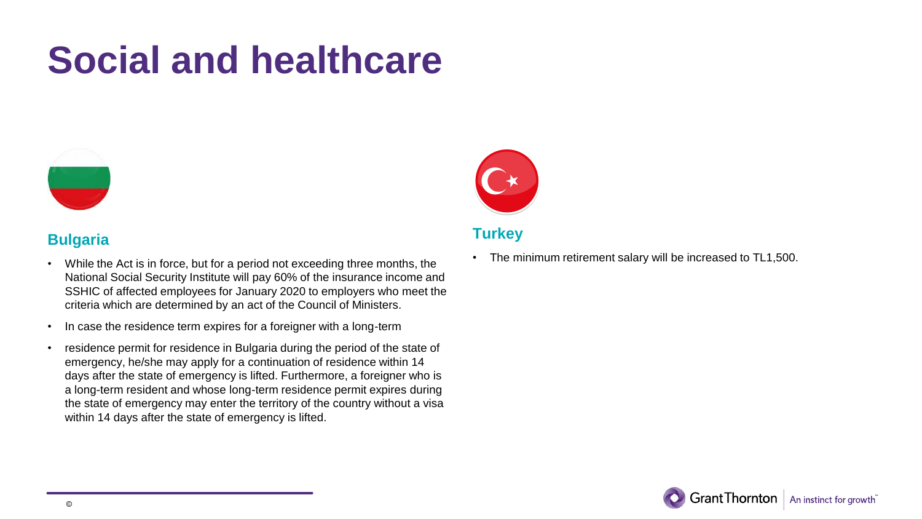# Social and healthcare

## Bulgaria

- While the Act is in force, but for a period not exceeding three months, the National Social Security Institute will pay 60% of the insurance income and SSHIC of affected employees for January 2020 to employers who meet the criteria which are determined by an act of the Council of Ministers.
- In case the residence term expires for a foreigner with a long-term
- residence permit for residence in Bulgaria during the period of the state of emergency, he/she may apply for a continuation of residence within 14 days after the state of emergency is lifted. Furthermore, a foreigner who is a long-term resident and whose long-term residence permit expires during the state of emergency may enter the territory of the country without a visa within 14 days after the state of emergency is lifted.

## Turkey

- The minimum retirement salary will be increased to TL1,500.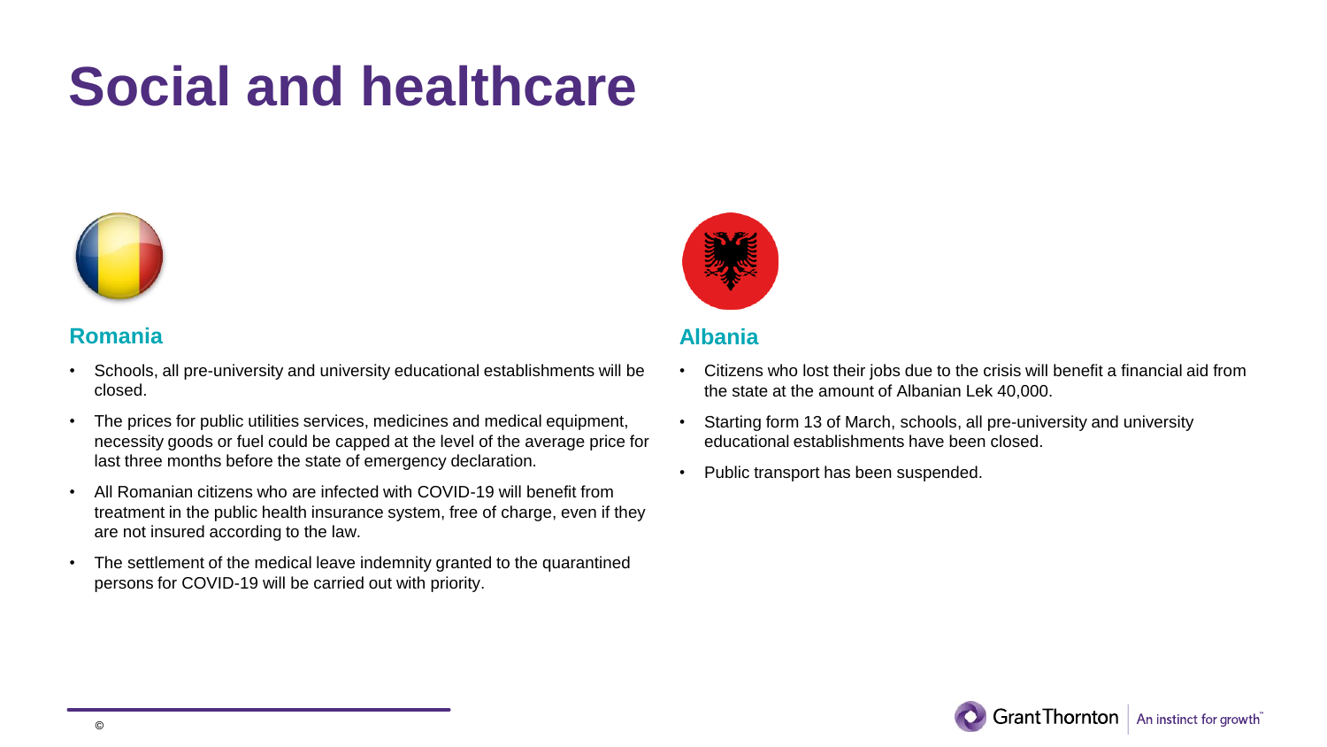# Social and healthcare

## Romania

- Schools, all pre-university and university educational establishments will be closed.
- The prices for public utilities services, medicines and medical equipment, necessity goods or fuel could be capped at the level of the average price for last three months before the state of emergency declaration.
- All Romanian citizens who are infected with COVID-19 will benefit from treatment in the public health insurance system, free of charge, even if they are not insured according to the law.
- The settlement of the medical leave indemnity granted to the quarantined persons for COVID-19 will be carried out with priority.

## Albania

- Citizens who lost their jobs due to the crisis will benefit a financial aid from the state at the amount of Albanian Lek 40,000.
- Starting form 13 of March, schools, all pre-university and university educational establishments have been closed.
- Public transport has been suspended.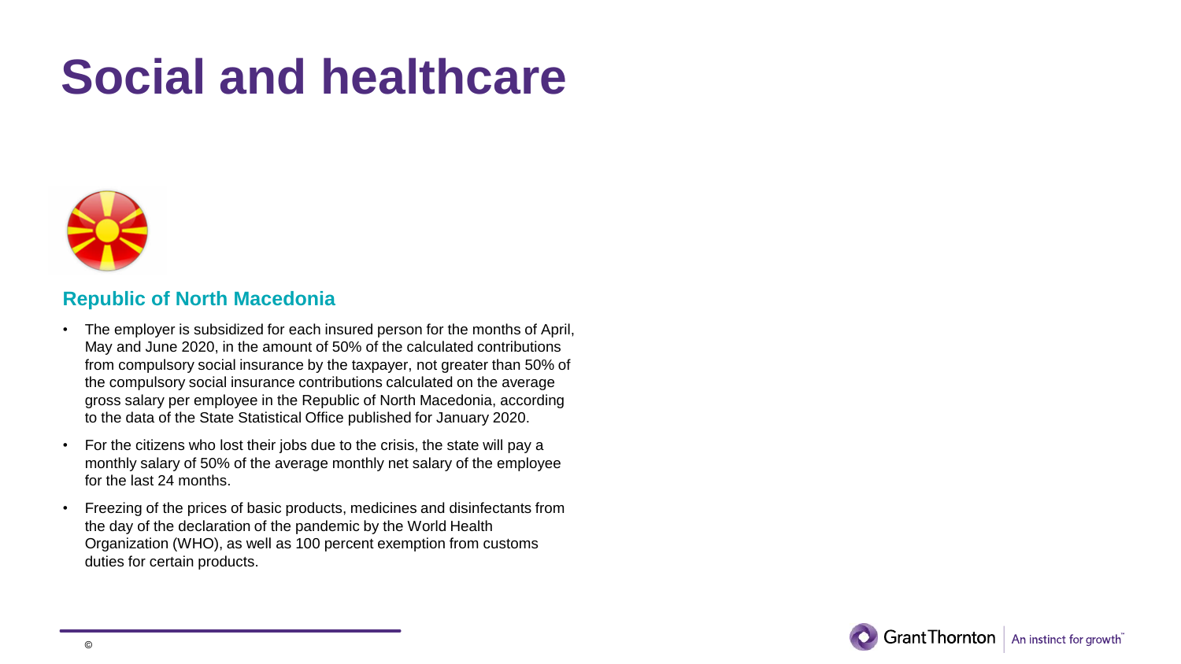# Social and healthcare

## Republic of North Macedonia

- The employer is subsidized for each insured person for the months of April, May and June 2020, in the amount of 50% of the calculated contributions from compulsory social insurance by the taxpayer, not greater than 50% of the compulsory social insurance contributions calculated on the average gross salary per employee in the Republic of North Macedonia, according to the data of the State Statistical Office published for January 2020.
- For the citizens who lost their jobs due to the crisis, the state will pay a monthly salary of 50% of the average monthly net salary of the employee for the last 24 months.
- Freezing of the prices of basic products, medicines and disinfectants from the day of the declaration of the pandemic by the World Health Organization (WHO), as well as 100 percent exemption from customs duties for certain products.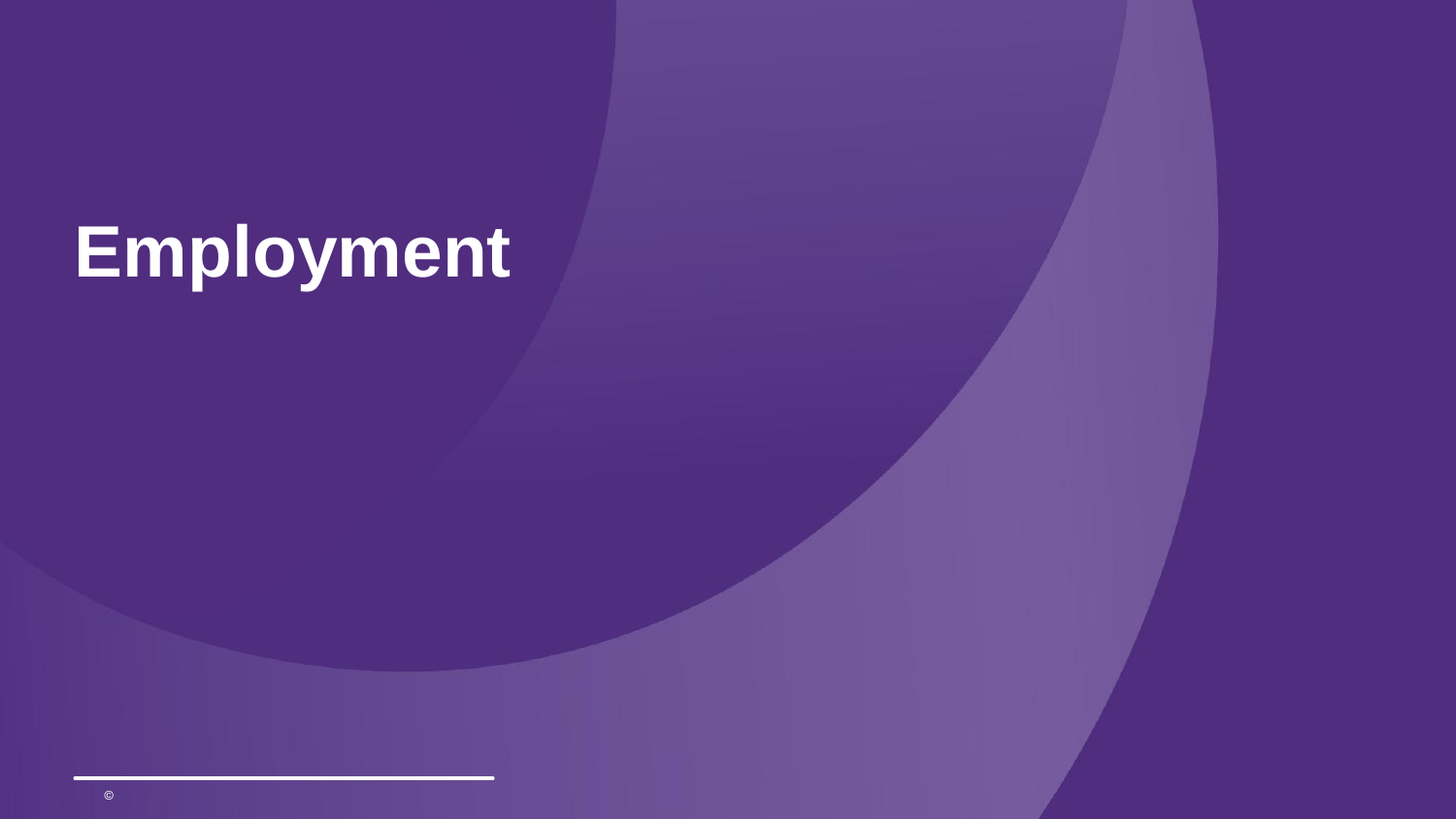# Employment

©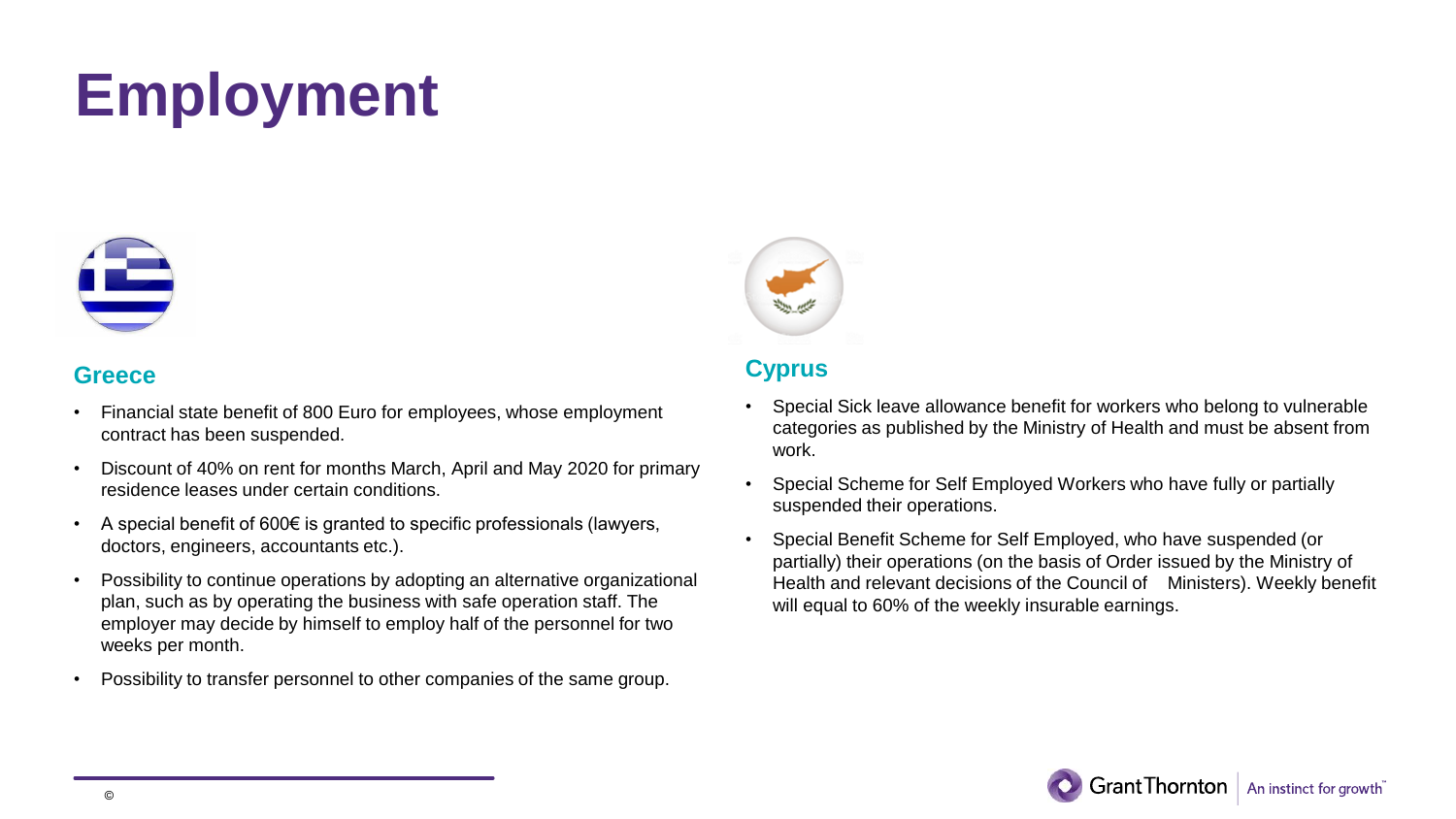# Employment

## Greece

- Financial state benefit of 800 Euro for employees, whose employment contract has been suspended.
- Discount of 40% on rent for months March, April and May 2020 for primary residence leases under certain conditions.
- A special benefit of 600€ is granted to specific professionals (lawyers, doctors, engineers, accountants etc.).
- Possibility to continue operations by adopting an alternative organizational plan, such as by operating the business with safe operation staff. The employer may decide by himself to employ half of the personnel for two weeks per month.
- Possibility to transfer personnel to other companies of the same group.

## Cyprus

- Special Sick leave allowance benefit for workers who belong to vulnerable categories as published by the Ministry of Health and must be absent from work.
- Special Scheme for Self Employed Workers who have fully or partially suspended their operations.
- Special Benefit Scheme for Self Employed, who have suspended (or partially) their operations (on the basis of Order issued by the Ministry of Health and relevant decisions of the Council of Ministers). Weekly benefit will equal to 60% of the weekly insurable earnings.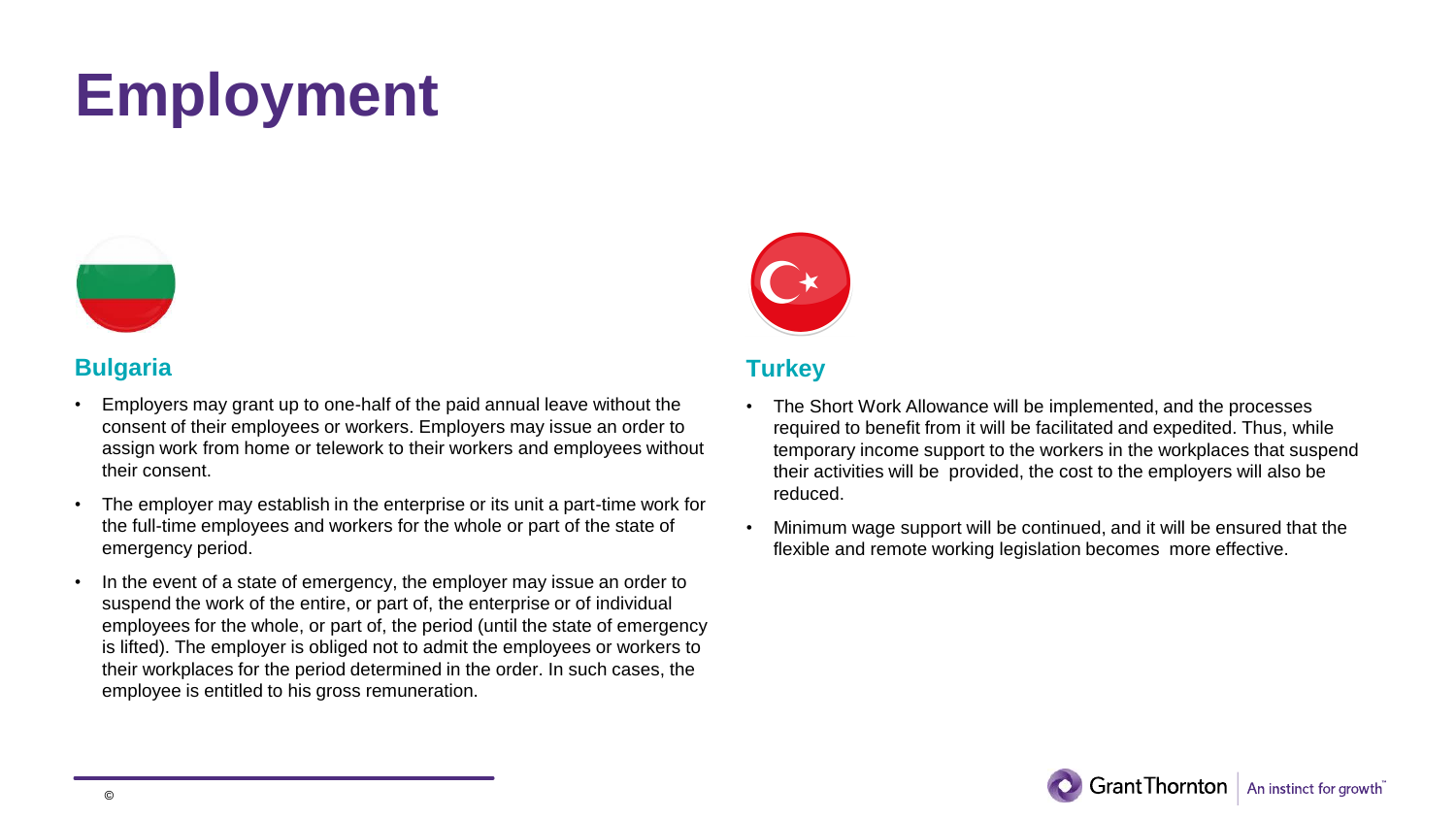# Employment

## Bulgaria

- Employers may grant up to one-half of the paid annual leave without the consent of their employees or workers. Employers may issue an order to assign work from home or telework to their workers and employees without their consent.
- The employer may establish in the enterprise or its unit a part-time work for the full-time employees and workers for the whole or part of the state of emergency period.
- In the event of a state of emergency, the employer may issue an order to suspend the work of the entire, or part of, the enterprise or of individual employees for the whole, or part of, the period (until the state of emergency is lifted). The employer is obliged not to admit the employees or workers to their workplaces for the period determined in the order. In such cases, the employee is entitled to his gross remuneration.

## Turkey

- The Short Work Allowance will be implemented, and the processes required to benefit from it will be facilitated and expedited. Thus, while temporary income support to the workers in the workplaces that suspend their activities will be provided, the cost to the employers will also be reduced.
- Minimum wage support will be continued, and it will be ensured that the flexible and remote working legislation becomes more effective.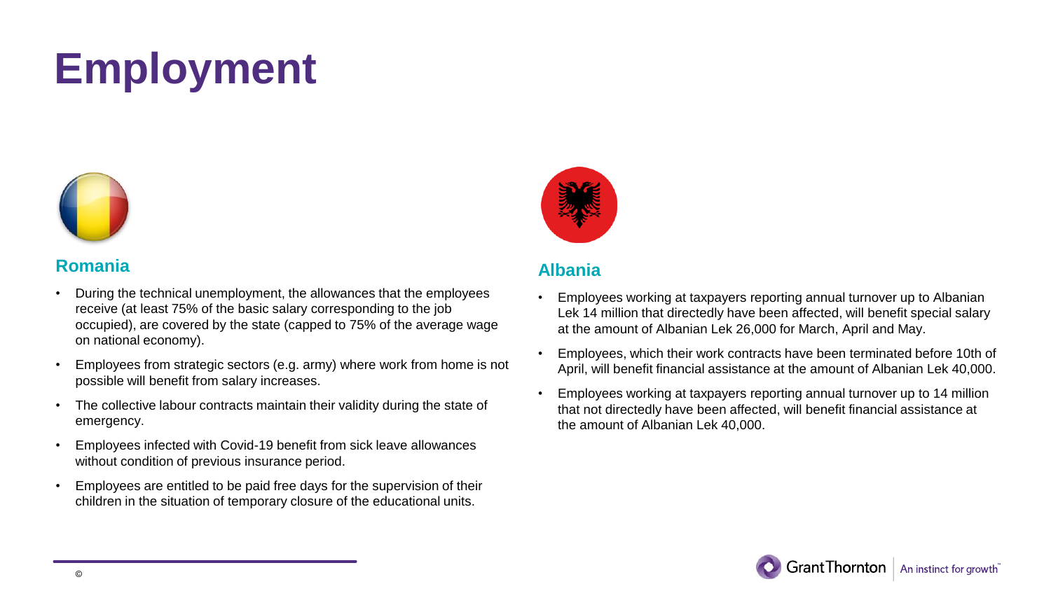# Employment

## Romania

- During the technical unemployment, the allowances that the employees receive (at least 75% of the basic salary corresponding to the job occupied), are covered by the state (capped to 75% of the average wage on national economy).
- Employees from strategic sectors (e.g. army) where work from home is not possible will benefit from salary increases.
- The collective labour contracts maintain their validity during the state of emergency.
- Employees infected with Covid-19 benefit from sick leave allowances without condition of previous insurance period.
- Employees are entitled to be paid free days for the supervision of their children in the situation of temporary closure of the educational units.

## Albania

- Employees working at taxpayers reporting annual turnover up to Albanian Lek 14 million that directedly have been affected, will benefit special salary at the amount of Albanian Lek 26,000 for March, April and May.
- Employees, which their work contracts have been terminated before 10th of April, will benefit financial assistance at the amount of Albanian Lek 40,000.
- Employees working at taxpayers reporting annual turnover up to 14 million that not directedly have been affected, will benefit financial assistance at the amount of Albanian Lek 40,000.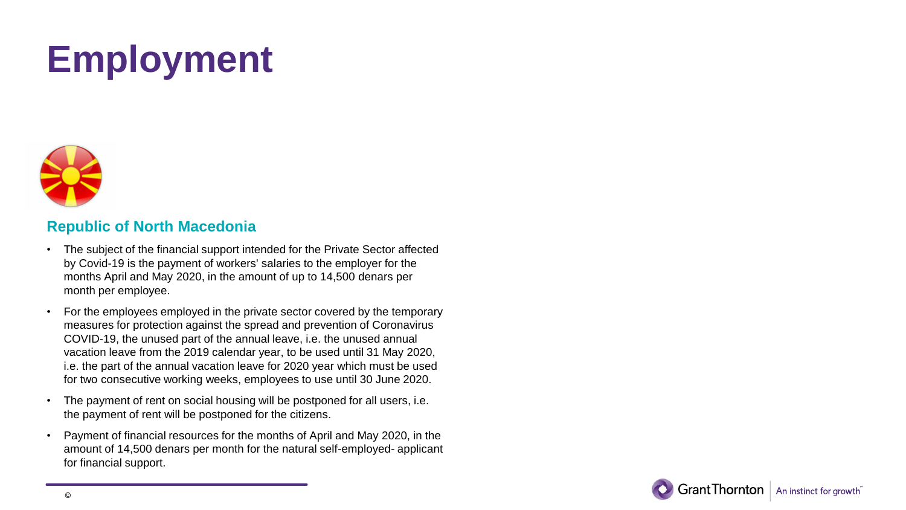# Employment

## Republic of North Macedonia

- The subject of the financial support intended for the Private Sector affected by Covid-19 is the payment of workers' salaries to the employer for the months April and May 2020, in the amount of up to 14,500 denars per month per employee.
- For the employees employed in the private sector covered by the temporary measures for protection against the spread and prevention of Coronavirus COVID-19, the unused part of the annual leave, i.e. the unused annual vacation leave from the 2019 calendar year, to be used until 31 May 2020, i.e. the part of the annual vacation leave for 2020 year which must be used for two consecutive working weeks, employees to use until 30 June 2020.
- The payment of rent on social housing will be postponed for all users, i.e. the payment of rent will be postponed for the citizens.
- Payment of financial resources for the months of April and May 2020, in the amount of 14,500 denars per month for the natural self-employed- applicant for financial support.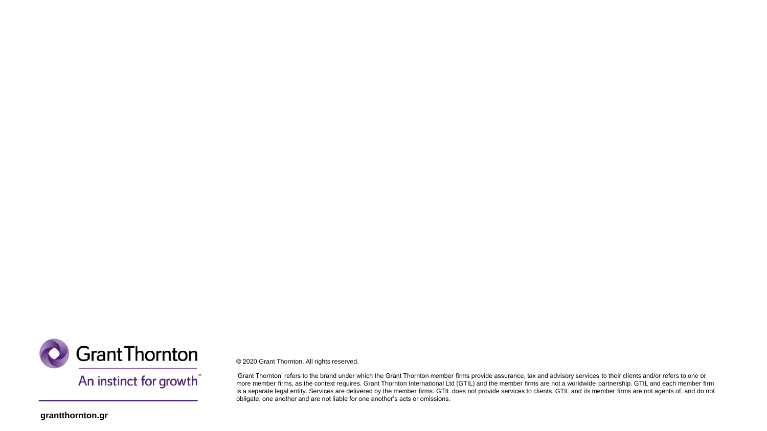Grant Thornton

An instinct for growth™

© 2020 Grant Thornton. All rights reserved.

'Grant Thornton' refers to the brand under which the Grant Thornton member firms provide assurance, tax and advisory services to their clients and/or refers to one or more member firms, as the context requires. Grant Thornton International Ltd (GTIL) and the member firms are not a worldwide partnership. GTIL and each member firm is a separate legal entity. Services are delivered by the member firms. GTIL does not provide services to clients. GTIL and its member firms are not agents of, and do not obligate, one another and are not liable for one another's acts or omissions.

**grantthornton.gr**